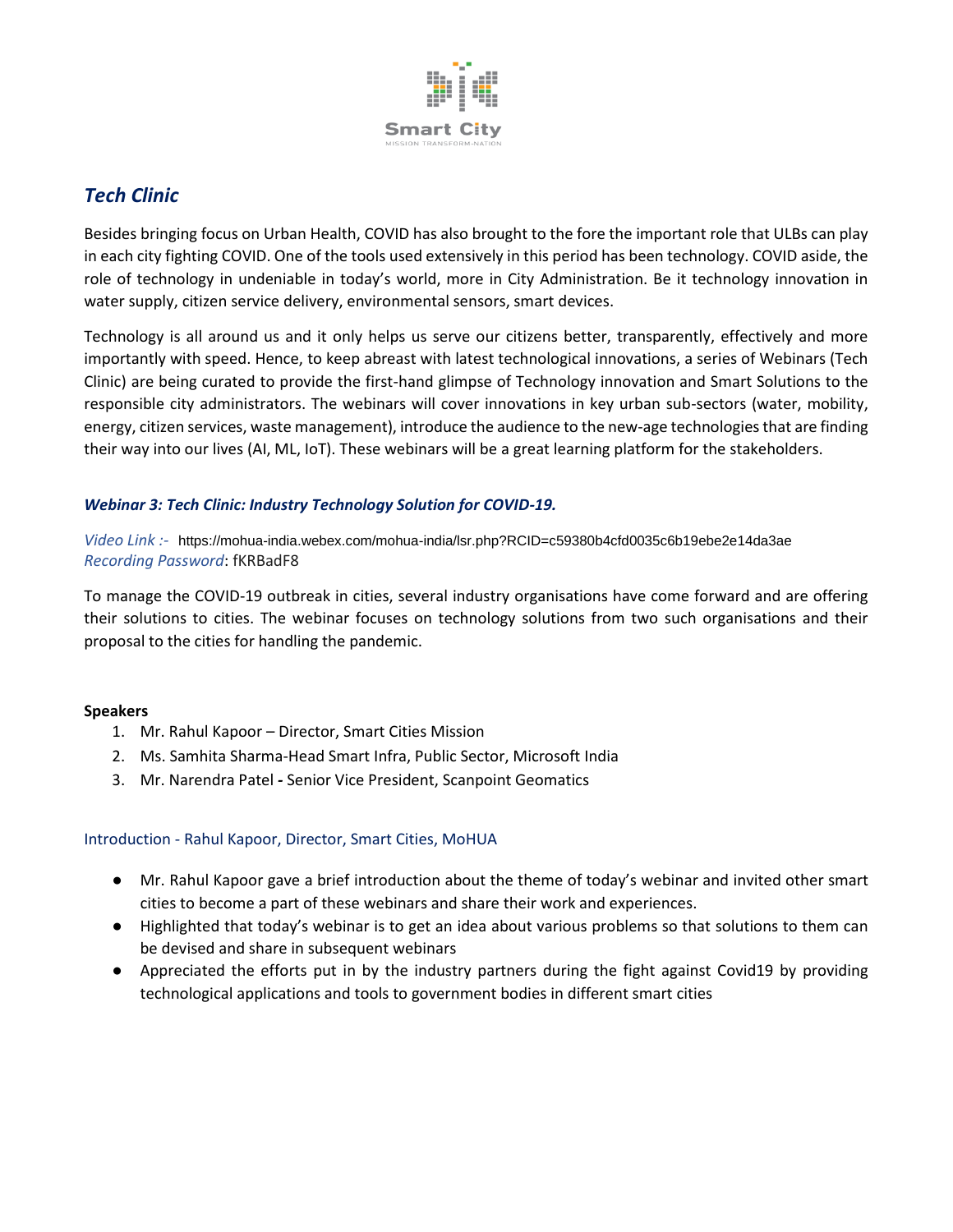Smart City
MISSION TRANSFORM-NATION

## *Tech Clinic*

Besides bringing focus on Urban Health, COVID has also brought to the fore the important role that ULBs can play in each city fighting COVID. One of the tools used extensively in this period has been technology. COVID aside, the role of technology in undeniable in today's world, more in City Administration. Be it technology innovation in water supply, citizen service delivery, environmental sensors, smart devices.

Technology is all around us and it only helps us serve our citizens better, transparently, effectively and more importantly with speed. Hence, to keep abreast with latest technological innovations, a series of Webinars (Tech Clinic) are being curated to provide the first-hand glimpse of Technology innovation and Smart Solutions to the responsible city administrators. The webinars will cover innovations in key urban sub-sectors (water, mobility, energy, citizen services, waste management), introduce the audience to the new-age technologies that are finding their way into our lives (AI, ML, IoT). These webinars will be a great learning platform for the stakeholders.

### *Webinar 3: Tech Clinic: Industry Technology Solution for COVID-19.*

*Video Link :-* https://mohua-india.webex.com/mohua-india/lsr.php?RCID=c59380b4cfd0035c6b19ebe2e14da3ae
*Recording Password*: fKRBadF8

To manage the COVID-19 outbreak in cities, several industry organisations have come forward and are offering their solutions to cities. The webinar focuses on technology solutions from two such organisations and their proposal to the cities for handling the pandemic.

**Speakers**

1. Mr. Rahul Kapoor – Director, Smart Cities Mission
2. Ms. Samhita Sharma-Head Smart Infra, Public Sector, Microsoft India
3. Mr. Narendra Patel **-** Senior Vice President, Scanpoint Geomatics

#### Introduction - Rahul Kapoor, Director, Smart Cities, MoHUA

- Mr. Rahul Kapoor gave a brief introduction about the theme of today's webinar and invited other smart cities to become a part of these webinars and share their work and experiences.
- Highlighted that today's webinar is to get an idea about various problems so that solutions to them can be devised and share in subsequent webinars
- Appreciated the efforts put in by the industry partners during the fight against Covid19 by providing technological applications and tools to government bodies in different smart cities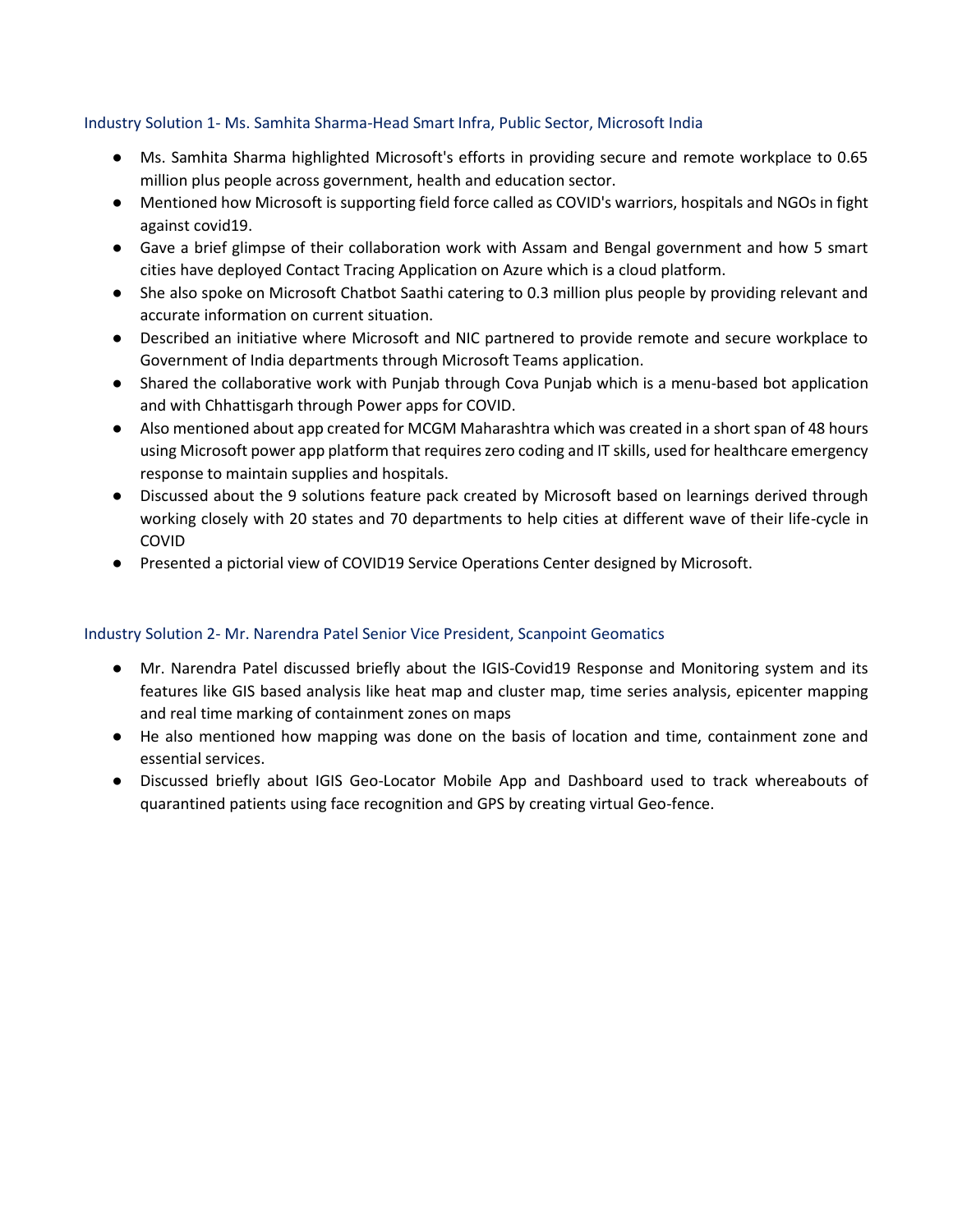### Industry Solution 1- Ms. Samhita Sharma-Head Smart Infra, Public Sector, Microsoft India

- Ms. Samhita Sharma highlighted Microsoft's efforts in providing secure and remote workplace to 0.65 million plus people across government, health and education sector.
- Mentioned how Microsoft is supporting field force called as COVID's warriors, hospitals and NGOs in fight against covid19.
- Gave a brief glimpse of their collaboration work with Assam and Bengal government and how 5 smart cities have deployed Contact Tracing Application on Azure which is a cloud platform.
- She also spoke on Microsoft Chatbot Saathi catering to 0.3 million plus people by providing relevant and accurate information on current situation.
- Described an initiative where Microsoft and NIC partnered to provide remote and secure workplace to Government of India departments through Microsoft Teams application.
- Shared the collaborative work with Punjab through Cova Punjab which is a menu-based bot application and with Chhattisgarh through Power apps for COVID.
- Also mentioned about app created for MCGM Maharashtra which was created in a short span of 48 hours using Microsoft power app platform that requires zero coding and IT skills, used for healthcare emergency response to maintain supplies and hospitals.
- Discussed about the 9 solutions feature pack created by Microsoft based on learnings derived through working closely with 20 states and 70 departments to help cities at different wave of their life-cycle in COVID
- Presented a pictorial view of COVID19 Service Operations Center designed by Microsoft.

### Industry Solution 2- Mr. Narendra Patel Senior Vice President, Scanpoint Geomatics

- Mr. Narendra Patel discussed briefly about the IGIS-Covid19 Response and Monitoring system and its features like GIS based analysis like heat map and cluster map, time series analysis, epicenter mapping and real time marking of containment zones on maps
- He also mentioned how mapping was done on the basis of location and time, containment zone and essential services.
- Discussed briefly about IGIS Geo-Locator Mobile App and Dashboard used to track whereabouts of quarantined patients using face recognition and GPS by creating virtual Geo-fence.